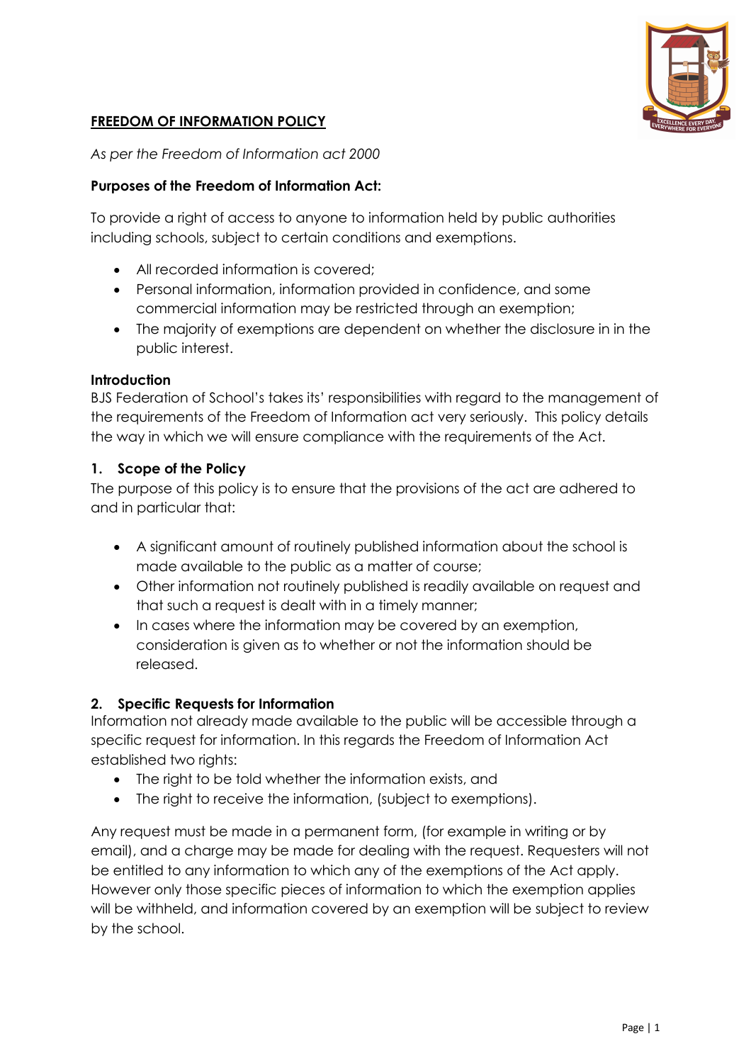# **FREEDOM OF INFORMATION POLICY**

*As per the Freedom of Information act 2000*

**Purposes of the Freedom of Information Act:**

To provide a right of access to anyone to information held by public authorities including schools, subject to certain conditions and exemptions.

- All recorded information is covered;
- Personal information, information provided in confidence, and some commercial information may be restricted through an exemption;
- The majority of exemptions are dependent on whether the disclosure in in the public interest.

**Introduction**

BJS Federation of School's takes its' responsibilities with regard to the management of the requirements of the Freedom of Information act very seriously. This policy details the way in which we will ensure compliance with the requirements of the Act.

## 1. Scope of the Policy

The purpose of this policy is to ensure that the provisions of the act are adhered to and in particular that:

- A significant amount of routinely published information about the school is made available to the public as a matter of course;
- Other information not routinely published is readily available on request and that such a request is dealt with in a timely manner;
- In cases where the information may be covered by an exemption, consideration is given as to whether or not the information should be released.

## 2. Specific Requests for Information

Information not already made available to the public will be accessible through a specific request for information. In this regards the Freedom of Information Act established two rights:

- The right to be told whether the information exists, and
- The right to receive the information, (subject to exemptions).

Any request must be made in a permanent form, (for example in writing or by email), and a charge may be made for dealing with the request. Requesters will not be entitled to any information to which any of the exemptions of the Act apply. However only those specific pieces of information to which the exemption applies will be withheld, and information covered by an exemption will be subject to review by the school.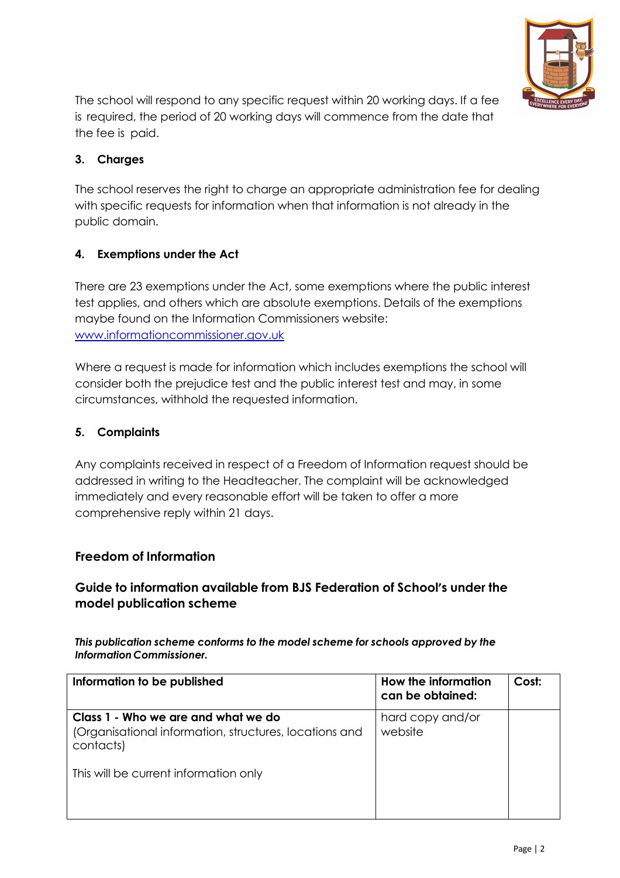The school will respond to any specific request within 20 working days. If a fee is required, the period of 20 working days will commence from the date that the fee is paid.

### 3. Charges

The school reserves the right to charge an appropriate administration fee for dealing with specific requests for information when that information is not already in the public domain.

### 4. Exemptions under the Act

There are 23 exemptions under the Act, some exemptions where the public interest test applies, and others which are absolute exemptions. Details of the exemptions maybe found on the Information Commissioners website: [www.informationcommissioner.gov.uk](http://www.informationcommissioner.gov.uk)

Where a request is made for information which includes exemptions the school will consider both the prejudice test and the public interest test and may, in some circumstances, withhold the requested information.

### 5. Complaints

Any complaints received in respect of a Freedom of Information request should be addressed in writing to the Headteacher. The complaint will be acknowledged immediately and every reasonable effort will be taken to offer a more comprehensive reply within 21 days.

## Freedom of Information

## Guide to information available from BJS Federation of School's under the model publication scheme

***This publication scheme conforms to the model scheme for schools approved by the Information Commissioner.***

| Information to be published | How the information can be obtained: | Cost: |
|---|---|---|
| **Class 1 - Who we are and what we do**<br>(Organisational information, structures, locations and contacts)<br><br>This will be current information only | hard copy and/or website | |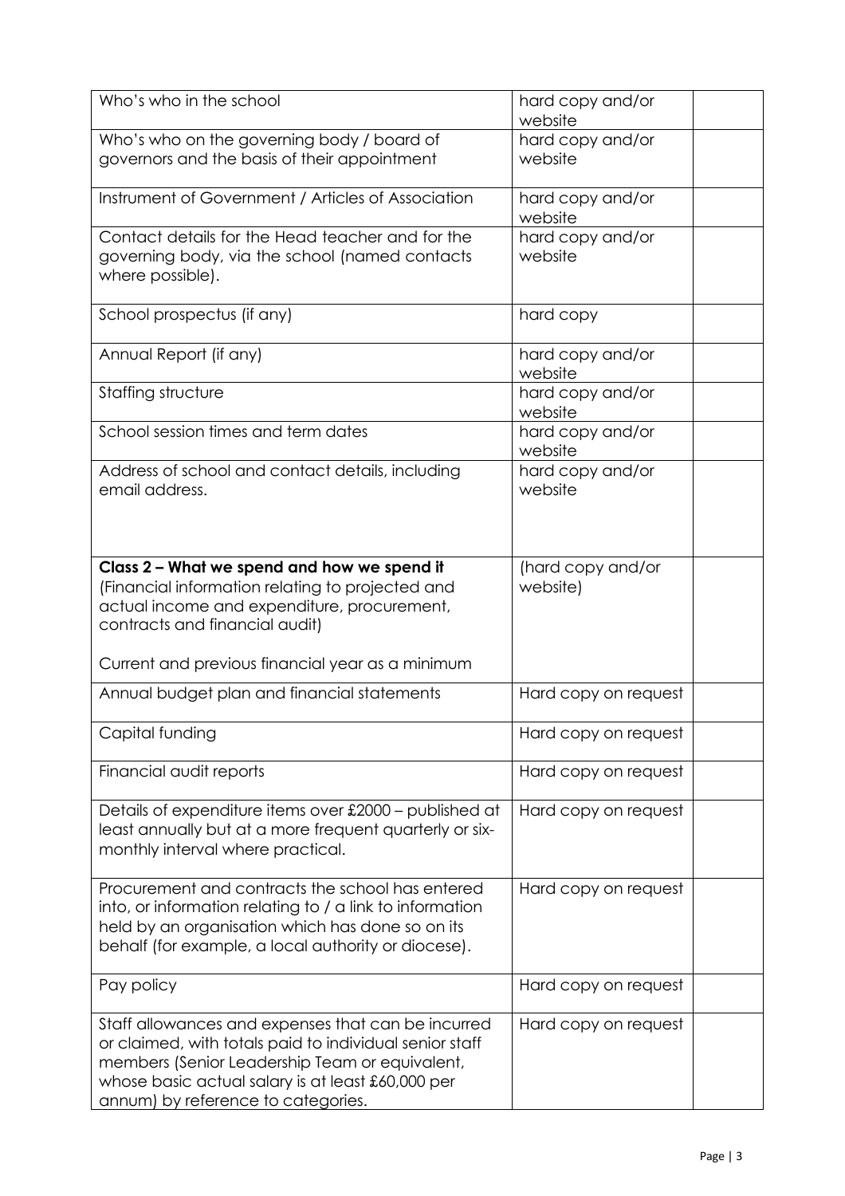| | | |
|---|---|---|
| Who's who in the school | hard copy and/or website | |
| Who's who on the governing body / board of governors and the basis of their appointment | hard copy and/or website | |
| Instrument of Government / Articles of Association | hard copy and/or website | |
| Contact details for the Head teacher and for the governing body, via the school (named contacts where possible). | hard copy and/or website | |
| School prospectus (if any) | hard copy | |
| Annual Report (if any) | hard copy and/or website | |
| Staffing structure | hard copy and/or website | |
| School session times and term dates | hard copy and/or website | |
| Address of school and contact details, including email address. | hard copy and/or website | |
| **Class 2 – What we spend and how we spend it** (Financial information relating to projected and actual income and expenditure, procurement, contracts and financial audit)<br><br>Current and previous financial year as a minimum | (hard copy and/or website) | |
| Annual budget plan and financial statements | Hard copy on request | |
| Capital funding | Hard copy on request | |
| Financial audit reports | Hard copy on request | |
| Details of expenditure items over £2000 – published at least annually but at a more frequent quarterly or six-monthly interval where practical. | Hard copy on request | |
| Procurement and contracts the school has entered into, or information relating to / a link to information held by an organisation which has done so on its behalf (for example, a local authority or diocese). | Hard copy on request | |
| Pay policy | Hard copy on request | |
| Staff allowances and expenses that can be incurred or claimed, with totals paid to individual senior staff members (Senior Leadership Team or equivalent, whose basic actual salary is at least £60,000 per annum) by reference to categories. | Hard copy on request | |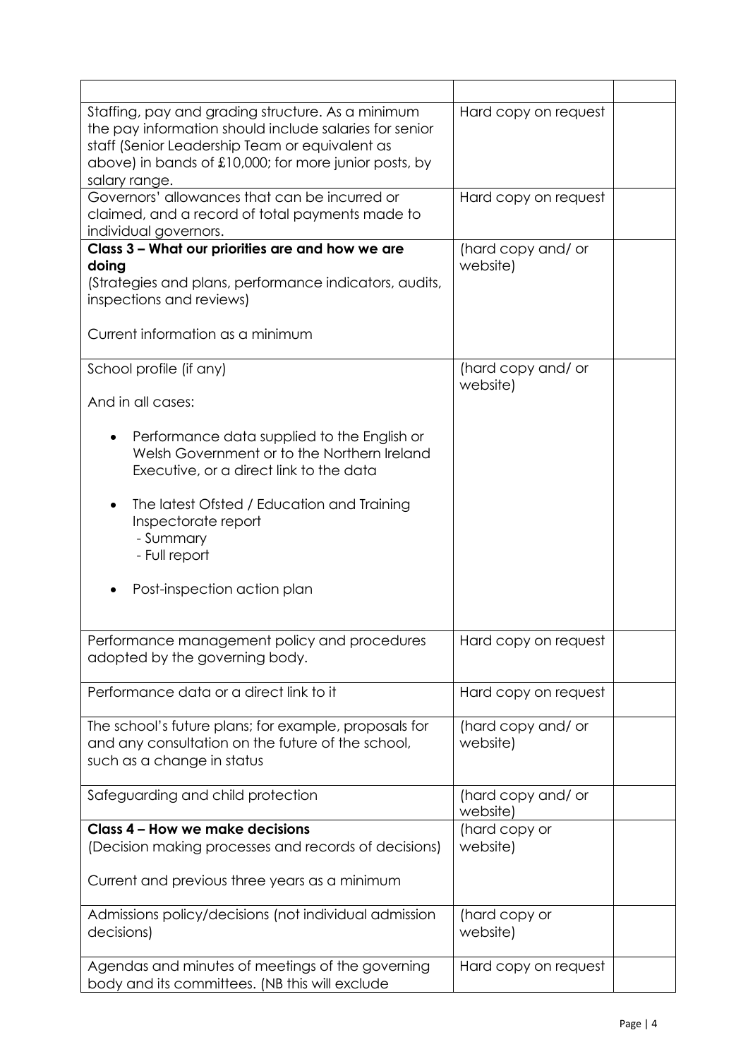| | | |
|---|---|---|
| Staffing, pay and grading structure. As a minimum the pay information should include salaries for senior staff (Senior Leadership Team or equivalent as above) in bands of £10,000; for more junior posts, by salary range. | Hard copy on request | |
| Governors' allowances that can be incurred or claimed, and a record of total payments made to individual governors. | Hard copy on request | |
| **Class 3 – What our priorities are and how we are doing**<br>(Strategies and plans, performance indicators, audits, inspections and reviews)<br><br>Current information as a minimum | (hard copy and/ or website) | |
| School profile (if any)<br><br>And in all cases:<br><br>• Performance data supplied to the English or Welsh Government or to the Northern Ireland Executive, or a direct link to the data<br><br>• The latest Ofsted / Education and Training Inspectorate report<br>- Summary<br>- Full report<br><br>• Post-inspection action plan | (hard copy and/ or website) | |
| Performance management policy and procedures adopted by the governing body. | Hard copy on request | |
| Performance data or a direct link to it | Hard copy on request | |
| The school's future plans; for example, proposals for and any consultation on the future of the school, such as a change in status | (hard copy and/ or website) | |
| Safeguarding and child protection | (hard copy and/ or website) | |
| **Class 4 – How we make decisions**<br>(Decision making processes and records of decisions)<br><br>Current and previous three years as a minimum | (hard copy or website) | |
| Admissions policy/decisions (not individual admission decisions) | (hard copy or website) | |
| Agendas and minutes of meetings of the governing body and its committees. (NB this will exclude | Hard copy on request | |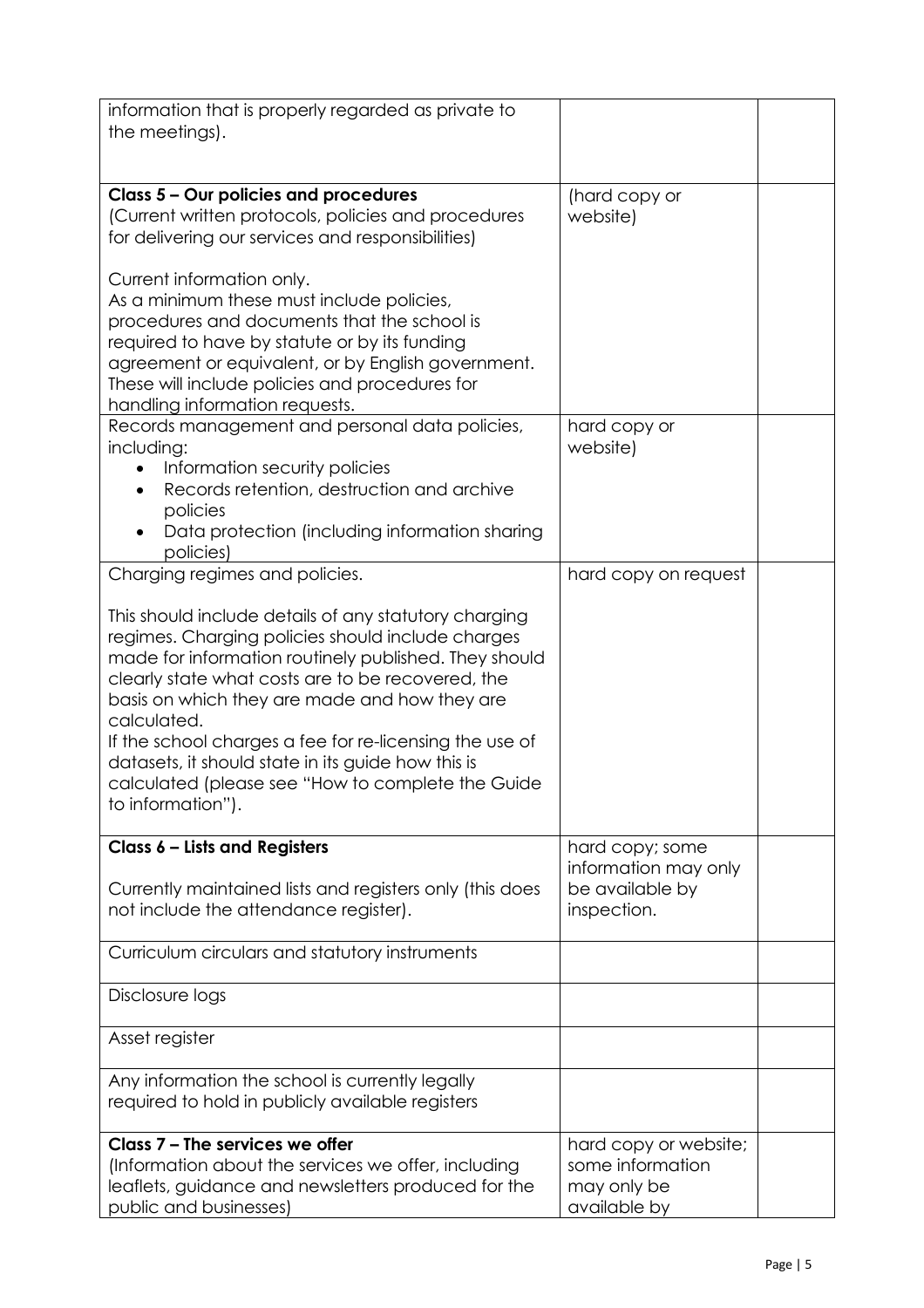| | | |
|---|---|---|
| information that is properly regarded as private to the meetings). | | |
| **Class 5 – Our policies and procedures**<br>(Current written protocols, policies and procedures for delivering our services and responsibilities)<br><br>Current information only.<br>As a minimum these must include policies, procedures and documents that the school is required to have by statute or by its funding agreement or equivalent, or by English government. These will include policies and procedures for handling information requests. | (hard copy or website) | |
| Records management and personal data policies, including:<br>• Information security policies<br>• Records retention, destruction and archive policies<br>• Data protection (including information sharing policies) | hard copy or website) | |
| Charging regimes and policies.<br><br>This should include details of any statutory charging regimes. Charging policies should include charges made for information routinely published. They should clearly state what costs are to be recovered, the basis on which they are made and how they are calculated.<br>If the school charges a fee for re-licensing the use of datasets, it should state in its guide how this is calculated (please see "How to complete the Guide to information"). | hard copy on request | |
| **Class 6 – Lists and Registers**<br><br>Currently maintained lists and registers only (this does not include the attendance register). | hard copy; some information may only be available by inspection. | |
| Curriculum circulars and statutory instruments | | |
| Disclosure logs | | |
| Asset register | | |
| Any information the school is currently legally required to hold in publicly available registers | | |
| **Class 7 – The services we offer**<br>(Information about the services we offer, including leaflets, guidance and newsletters produced for the public and businesses) | hard copy or website; some information may only be available by | |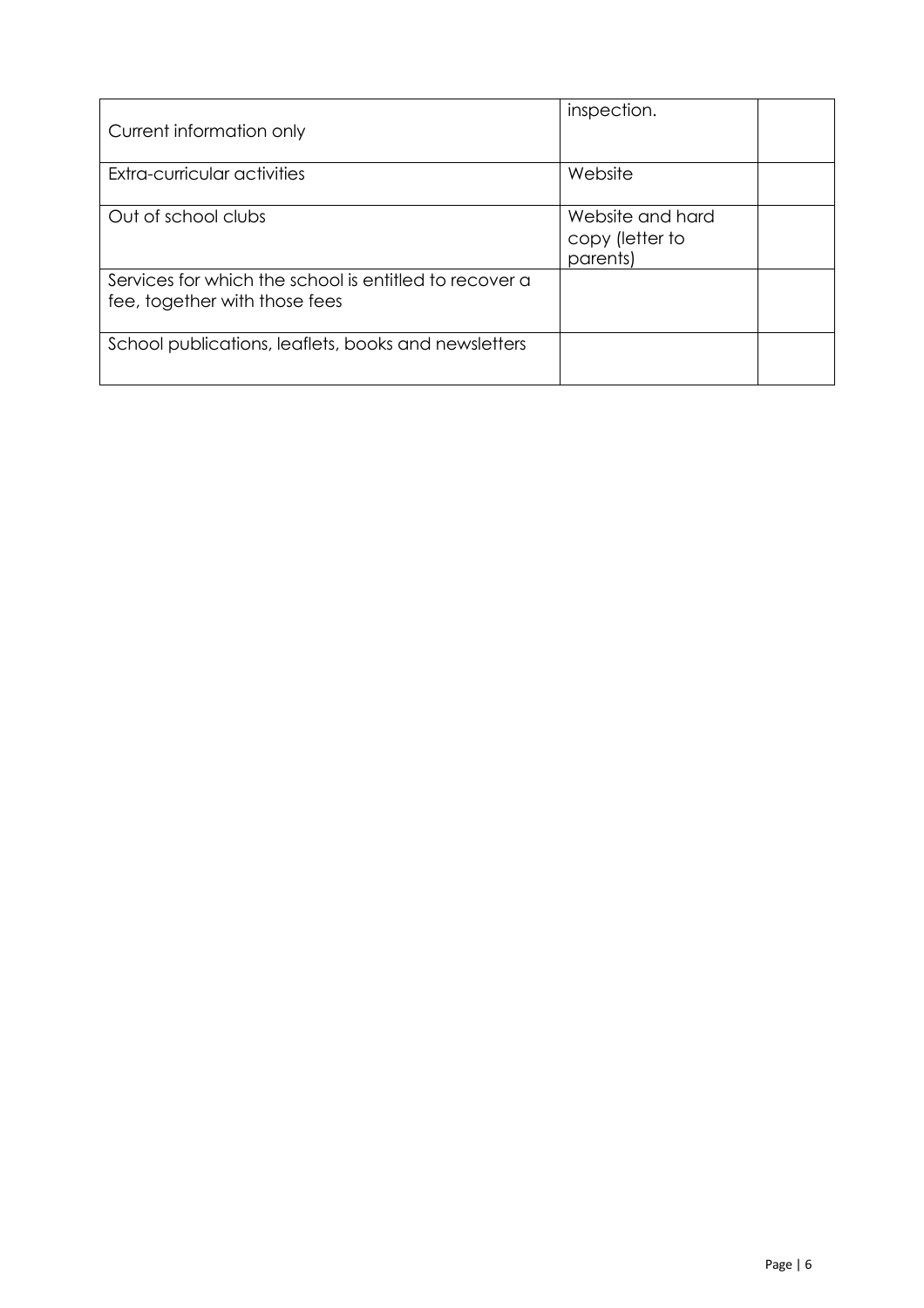| | | |
|---|---|---|
| Current information only | inspection. | |
| Extra-curricular activities | Website | |
| Out of school clubs | Website and hard copy (letter to parents) | |
| Services for which the school is entitled to recover a fee, together with those fees | | |
| School publications, leaflets, books and newsletters | | |